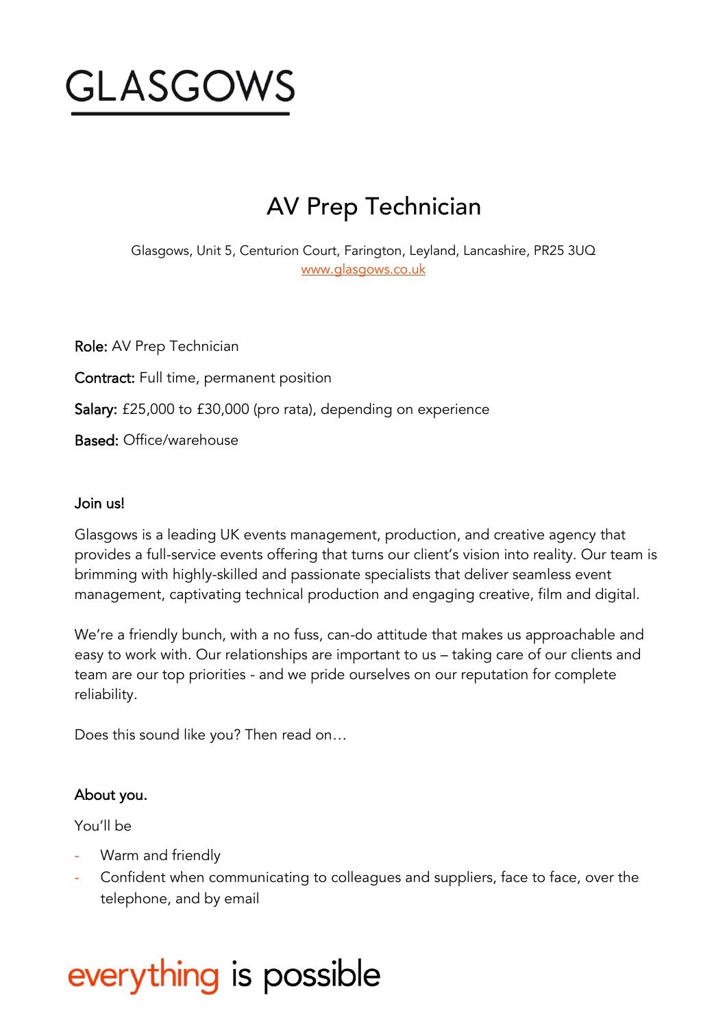# GLASGOWS

## AV Prep Technician

Glasgows, Unit 5, Centurion Court, Farington, Leyland, Lancashire, PR25 3UQ
www.glasgows.co.uk

**Role:** AV Prep Technician

**Contract:** Full time, permanent position

**Salary:** £25,000 to £30,000 (pro rata), depending on experience

**Based:** Office/warehouse

### Join us!

Glasgows is a leading UK events management, production, and creative agency that provides a full-service events offering that turns our client's vision into reality. Our team is brimming with highly-skilled and passionate specialists that deliver seamless event management, captivating technical production and engaging creative, film and digital.

We're a friendly bunch, with a no fuss, can-do attitude that makes us approachable and easy to work with. Our relationships are important to us – taking care of our clients and team are our top priorities - and we pride ourselves on our reputation for complete reliability.

Does this sound like you? Then read on…

### About you.

You'll be

- Warm and friendly
- Confident when communicating to colleagues and suppliers, face to face, over the telephone, and by email

everything is possible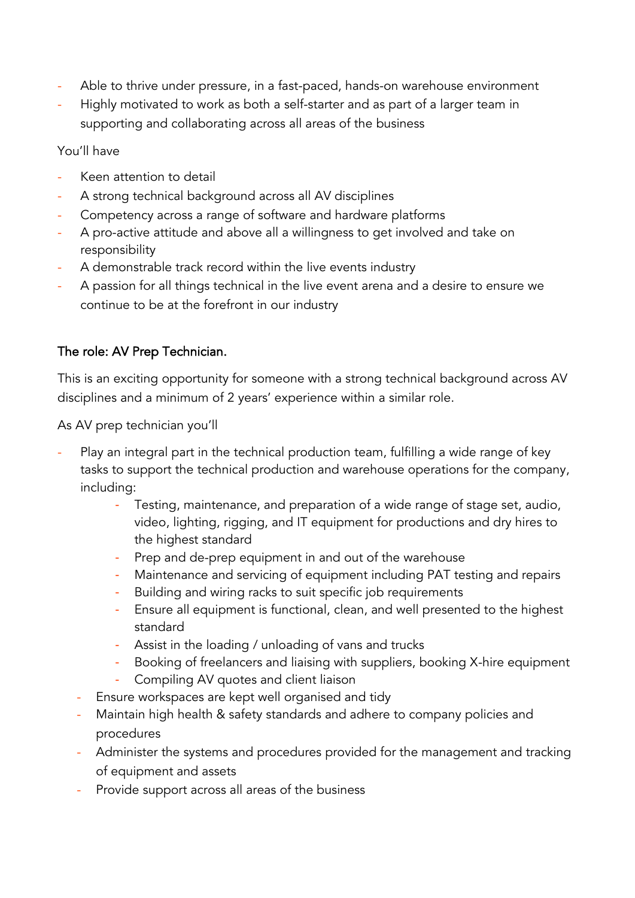- Able to thrive under pressure, in a fast-paced, hands-on warehouse environment
- Highly motivated to work as both a self-starter and as part of a larger team in supporting and collaborating across all areas of the business

You'll have

- Keen attention to detail
- A strong technical background across all AV disciplines
- Competency across a range of software and hardware platforms
- A pro-active attitude and above all a willingness to get involved and take on responsibility
- A demonstrable track record within the live events industry
- A passion for all things technical in the live event arena and a desire to ensure we continue to be at the forefront in our industry

## The role: AV Prep Technician.

This is an exciting opportunity for someone with a strong technical background across AV disciplines and a minimum of 2 years' experience within a similar role.

As AV prep technician you'll

- Play an integral part in the technical production team, fulfilling a wide range of key tasks to support the technical production and warehouse operations for the company, including:
    - Testing, maintenance, and preparation of a wide range of stage set, audio, video, lighting, rigging, and IT equipment for productions and dry hires to the highest standard
    - Prep and de-prep equipment in and out of the warehouse
    - Maintenance and servicing of equipment including PAT testing and repairs
    - Building and wiring racks to suit specific job requirements
    - Ensure all equipment is functional, clean, and well presented to the highest standard
    - Assist in the loading / unloading of vans and trucks
    - Booking of freelancers and liaising with suppliers, booking X-hire equipment
    - Compiling AV quotes and client liaison
- Ensure workspaces are kept well organised and tidy
- Maintain high health & safety standards and adhere to company policies and procedures
- Administer the systems and procedures provided for the management and tracking of equipment and assets
- Provide support across all areas of the business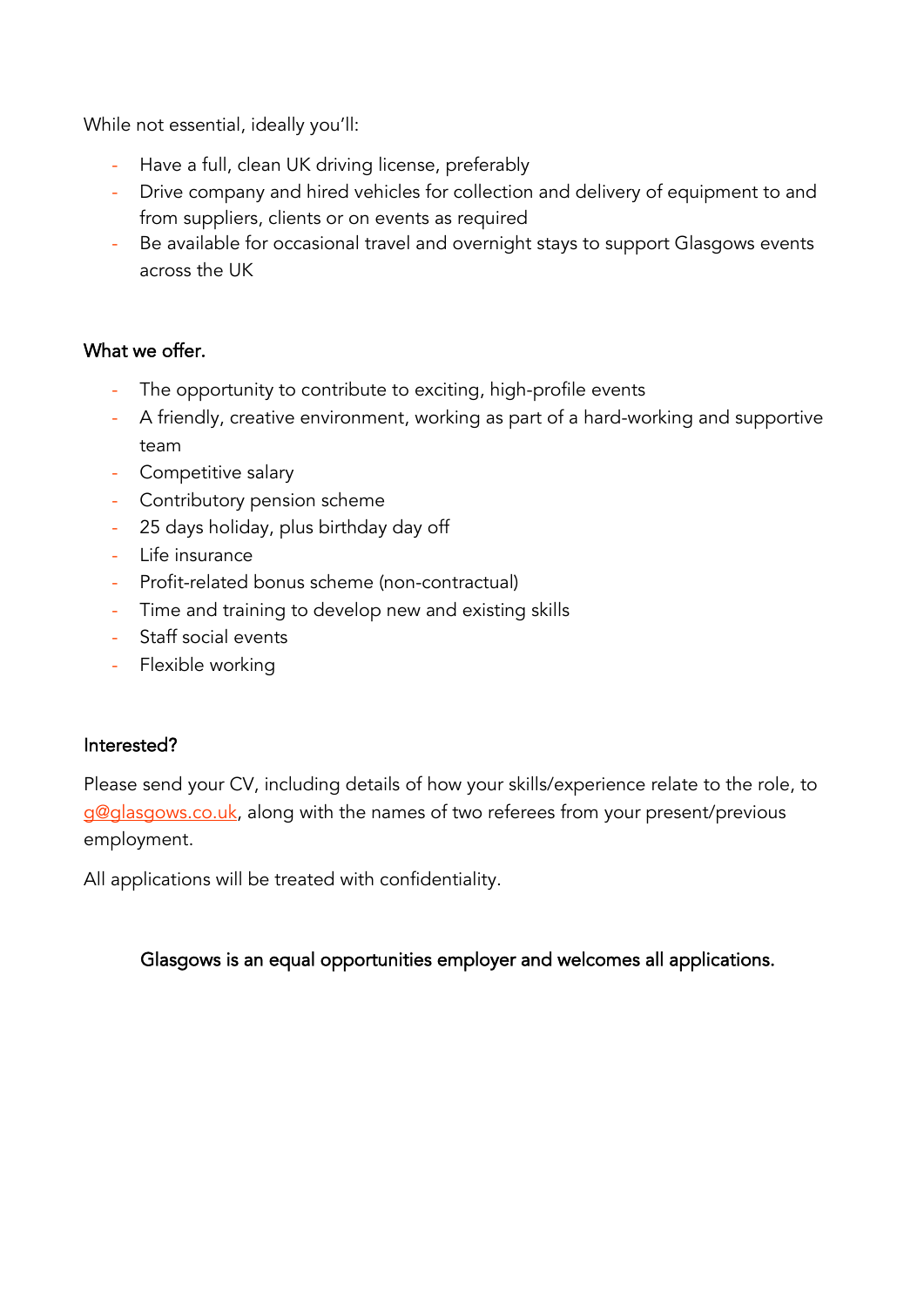While not essential, ideally you'll:

- Have a full, clean UK driving license, preferably
- Drive company and hired vehicles for collection and delivery of equipment to and from suppliers, clients or on events as required
- Be available for occasional travel and overnight stays to support Glasgows events across the UK

## What we offer.

- The opportunity to contribute to exciting, high-profile events
- A friendly, creative environment, working as part of a hard-working and supportive team
- Competitive salary
- Contributory pension scheme
- 25 days holiday, plus birthday day off
- Life insurance
- Profit-related bonus scheme (non-contractual)
- Time and training to develop new and existing skills
- Staff social events
- Flexible working

## Interested?

Please send your CV, including details of how your skills/experience relate to the role, to g@glasgows.co.uk, along with the names of two referees from your present/previous employment.

All applications will be treated with confidentiality.

Glasgows is an equal opportunities employer and welcomes all applications.